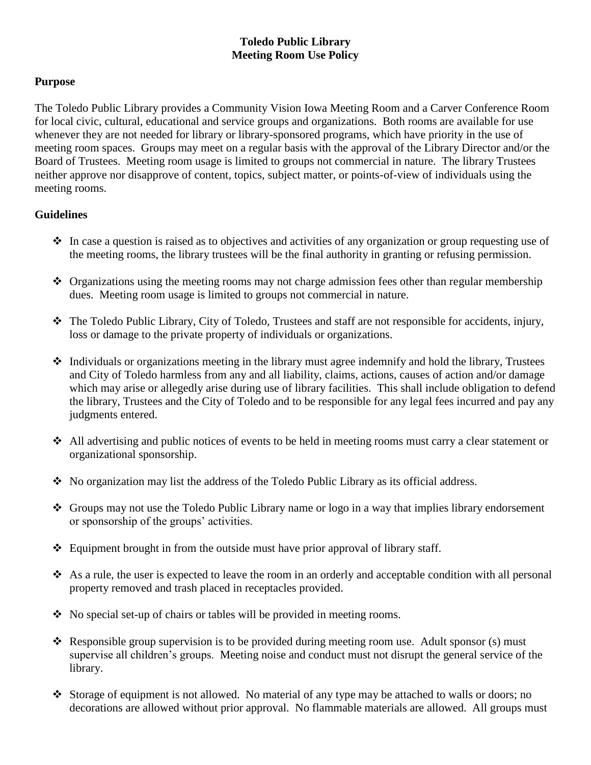# Toledo Public Library
# Meeting Room Use Policy

## Purpose

The Toledo Public Library provides a Community Vision Iowa Meeting Room and a Carver Conference Room for local civic, cultural, educational and service groups and organizations. Both rooms are available for use whenever they are not needed for library or library-sponsored programs, which have priority in the use of meeting room spaces. Groups may meet on a regular basis with the approval of the Library Director and/or the Board of Trustees. Meeting room usage is limited to groups not commercial in nature. The library Trustees neither approve nor disapprove of content, topics, subject matter, or points-of-view of individuals using the meeting rooms.

## Guidelines

- In case a question is raised as to objectives and activities of any organization or group requesting use of the meeting rooms, the library trustees will be the final authority in granting or refusing permission.
- Organizations using the meeting rooms may not charge admission fees other than regular membership dues. Meeting room usage is limited to groups not commercial in nature.
- The Toledo Public Library, City of Toledo, Trustees and staff are not responsible for accidents, injury, loss or damage to the private property of individuals or organizations.
- Individuals or organizations meeting in the library must agree indemnify and hold the library, Trustees and City of Toledo harmless from any and all liability, claims, actions, causes of action and/or damage which may arise or allegedly arise during use of library facilities. This shall include obligation to defend the library, Trustees and the City of Toledo and to be responsible for any legal fees incurred and pay any judgments entered.
- All advertising and public notices of events to be held in meeting rooms must carry a clear statement or organizational sponsorship.
- No organization may list the address of the Toledo Public Library as its official address.
- Groups may not use the Toledo Public Library name or logo in a way that implies library endorsement or sponsorship of the groups' activities.
- Equipment brought in from the outside must have prior approval of library staff.
- As a rule, the user is expected to leave the room in an orderly and acceptable condition with all personal property removed and trash placed in receptacles provided.
- No special set-up of chairs or tables will be provided in meeting rooms.
- Responsible group supervision is to be provided during meeting room use. Adult sponsor (s) must supervise all children's groups. Meeting noise and conduct must not disrupt the general service of the library.
- Storage of equipment is not allowed. No material of any type may be attached to walls or doors; no decorations are allowed without prior approval. No flammable materials are allowed. All groups must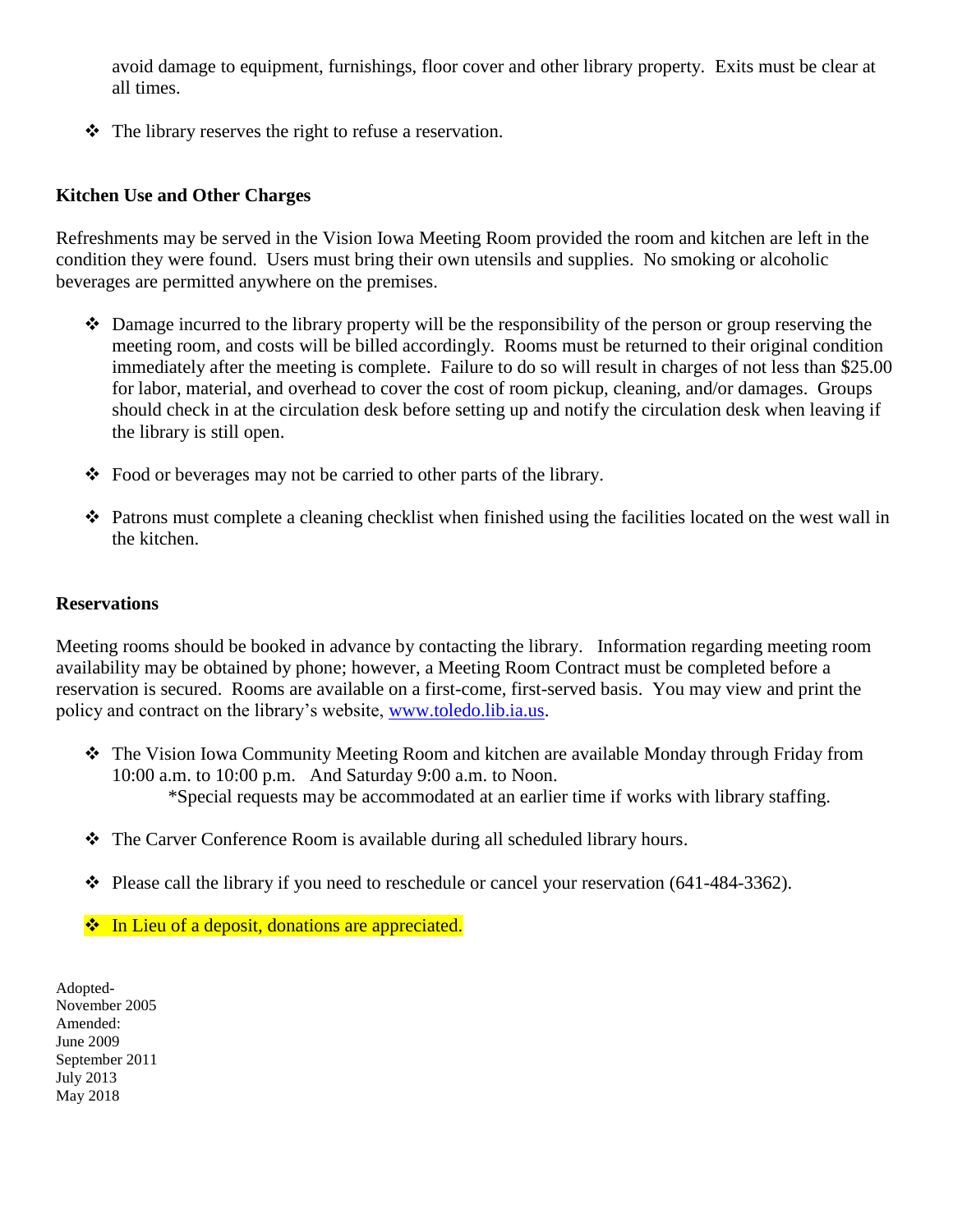avoid damage to equipment, furnishings, floor cover and other library property. Exits must be clear at all times.

- The library reserves the right to refuse a reservation.

**Kitchen Use and Other Charges**

Refreshments may be served in the Vision Iowa Meeting Room provided the room and kitchen are left in the condition they were found. Users must bring their own utensils and supplies. No smoking or alcoholic beverages are permitted anywhere on the premises.

- Damage incurred to the library property will be the responsibility of the person or group reserving the meeting room, and costs will be billed accordingly. Rooms must be returned to their original condition immediately after the meeting is complete. Failure to do so will result in charges of not less than $25.00 for labor, material, and overhead to cover the cost of room pickup, cleaning, and/or damages. Groups should check in at the circulation desk before setting up and notify the circulation desk when leaving if the library is still open.

- Food or beverages may not be carried to other parts of the library.

- Patrons must complete a cleaning checklist when finished using the facilities located on the west wall in the kitchen.

**Reservations**

Meeting rooms should be booked in advance by contacting the library. Information regarding meeting room availability may be obtained by phone; however, a Meeting Room Contract must be completed before a reservation is secured. Rooms are available on a first-come, first-served basis. You may view and print the policy and contract on the library's website, [www.toledo.lib.ia.us](http://www.toledo.lib.ia.us).

- The Vision Iowa Community Meeting Room and kitchen are available Monday through Friday from 10:00 a.m. to 10:00 p.m. And Saturday 9:00 a.m. to Noon.
  *Special requests may be accommodated at an earlier time if works with library staffing.

- The Carver Conference Room is available during all scheduled library hours.

- Please call the library if you need to reschedule or cancel your reservation (641-484-3362).

- In Lieu of a deposit, donations are appreciated.

Adopted-
November 2005
Amended:
June 2009
September 2011
July 2013
May 2018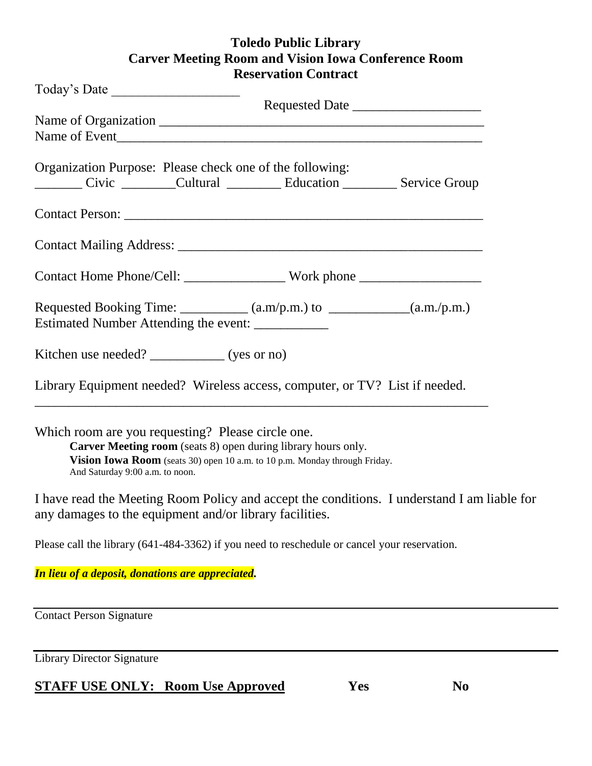# Toledo Public Library
## Carver Meeting Room and Vision Iowa Conference Room
## Reservation Contract

Today's Date ___________________

Requested Date ___________________

Name of Organization ________________________________________________

Name of Event________________________________________________________

Organization Purpose: Please check one of the following:
_______ Civic ________Cultural ________ Education ________ Service Group

Contact Person: _____________________________________________________

Contact Mailing Address: _____________________________________________

Contact Home Phone/Cell: _______________ Work phone __________________

Requested Booking Time: __________ (a.m/p.m.) to ____________(a.m./p.m.)
Estimated Number Attending the event: ___________

Kitchen use needed? ___________ (yes or no)

Library Equipment needed? Wireless access, computer, or TV? List if needed.
_____________________________________________________________________

Which room are you requesting? Please circle one.

**Carver Meeting room** (seats 8) open during library hours only.
**Vision Iowa Room** (seats 30) open 10 a.m. to 10 p.m. Monday through Friday.
And Saturday 9:00 a.m. to noon.

I have read the Meeting Room Policy and accept the conditions. I understand I am liable for any damages to the equipment and/or library facilities.

Please call the library (641-484-3362) if you need to reschedule or cancel your reservation.

***In lieu of a deposit, donations are appreciated.***

_____________________________________________________________________
Contact Person Signature

_____________________________________________________________________
Library Director Signature

**STAFF USE ONLY: Room Use Approved** **Yes** **No**